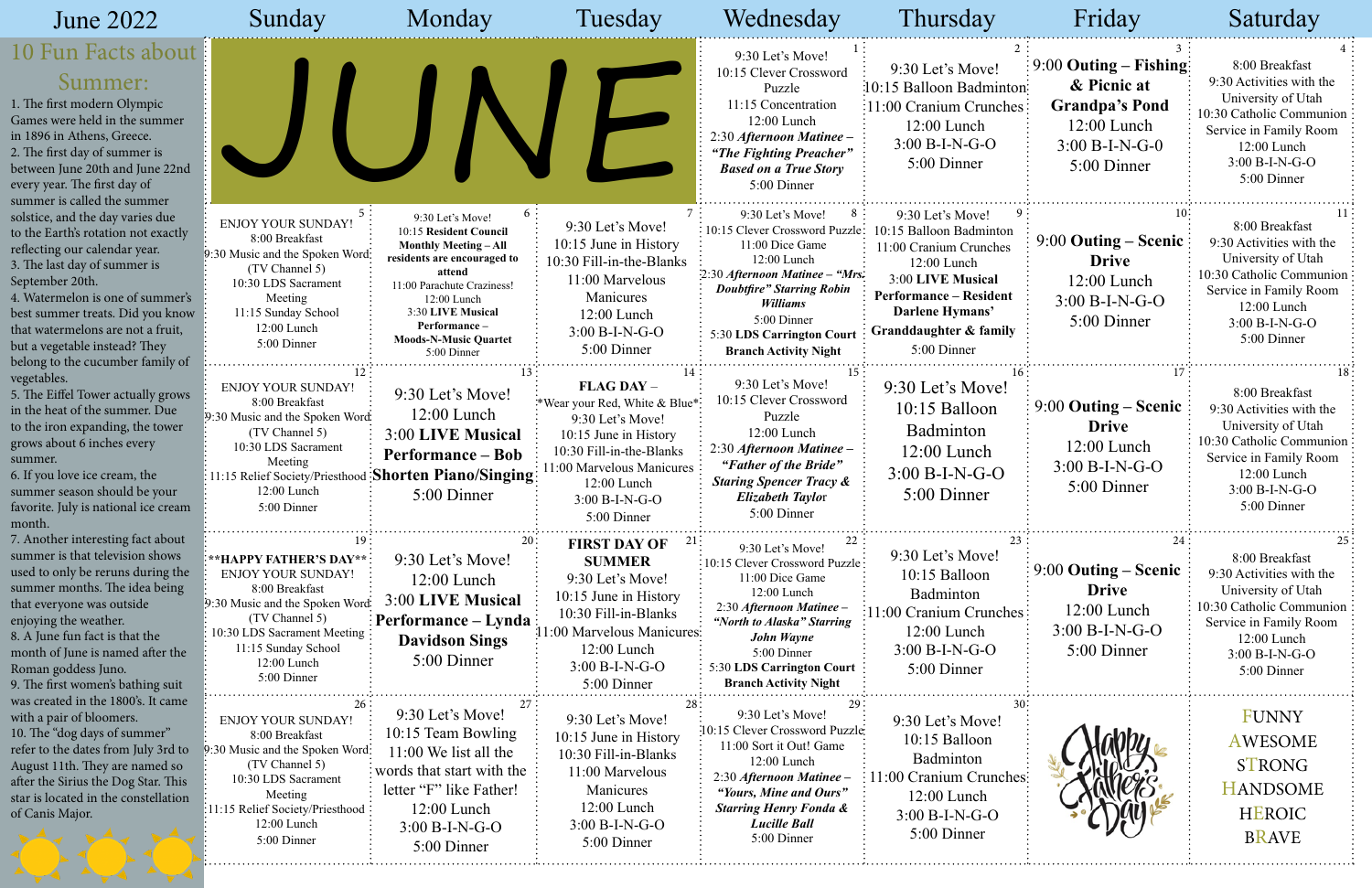# June 2022

## 10 Fun Facts about Summer:

1. The first modern Olympic Games were held in the summer in 1896 in Athens, Greece.
2. The first day of summer is between June 20th and June 22nd every year. The first day of summer is called the summer solstice, and the day varies due to the Earth's rotation not exactly reflecting our calendar year.
3. The last day of summer is September 20th.
4. Watermelon is one of summer's best summer treats. Did you know that watermelons are not a fruit, but a vegetable instead? They belong to the cucumber family of vegetables.
5. The Eiffel Tower actually grows in the heat of the summer. Due to the iron expanding, the tower grows about 6 inches every summer.
6. If you love ice cream, the summer season should be your favorite. July is national ice cream month.
7. Another interesting fact about summer is that television shows used to only be reruns during the summer months. The idea being that everyone was outside enjoying the weather.
8. A June fun fact is that the month of June is named after the Roman goddess Juno.
9. The first women's bathing suit was created in the 1800's. It came with a pair of bloomers.
10. The "dog days of summer" refer to the dates from July 3rd to August 11th. They are named so after the Sirius the Dog Star. This star is located in the constellation of Canis Major.

| Sunday | Monday | Tuesday | Wednesday | Thursday | Friday | Saturday |
|---|---|---|---|---|---|---|
| JUNE | | | **1** 9:30 Let's Move! 10:15 Clever Crossword Puzzle 11:15 Concentration 12:00 Lunch 2:30 ***Afternoon Matinee – "The Fighting Preacher" Based on a True Story*** 5:00 Dinner | **2** 9:30 Let's Move! 10:15 Balloon Badminton 11:00 Cranium Crunches 12:00 Lunch 3:00 B-I-N-G-O 5:00 Dinner | **3** **9:00 Outing – Fishing & Picnic at Grandpa's Pond** 12:00 Lunch 3:00 B-I-N-G-0 5:00 Dinner | **4** 8:00 Breakfast 9:30 Activities with the University of Utah 10:30 Catholic Communion Service in Family Room 12:00 Lunch 3:00 B-I-N-G-O 5:00 Dinner |
| **5** ENJOY YOUR SUNDAY! 8:00 Breakfast 9:30 Music and the Spoken Word (TV Channel 5) 10:30 LDS Sacrament Meeting 11:15 Sunday School 12:00 Lunch 5:00 Dinner | **6** 9:30 Let's Move! 10:15 **Resident Council Monthly Meeting – All residents are encouraged to attend** 11:00 Parachute Craziness! 12:00 Lunch 3:30 **LIVE Musical Performance – Moods-N-Music Quartet** 5:00 Dinner | **7** 9:30 Let's Move! 10:15 June in History 10:30 Fill-in-the-Blanks 11:00 Marvelous Manicures 12:00 Lunch 3:00 B-I-N-G-O 5:00 Dinner | **8** 9:30 Let's Move! 10:15 Clever Crossword Puzzle 11:00 Dice Game 12:00 Lunch 2:30 ***Afternoon Matinee – "Mrs. Doubtfire" Starring Robin Williams*** 5:00 Dinner 5:30 **LDS Carrington Court Branch Activity Night** | **9** 9:30 Let's Move! 10:15 Balloon Badminton 11:00 Cranium Crunches 12:00 Lunch 3:00 **LIVE Musical Performance – Resident Darlene Hymans' Granddaughter & family** 5:00 Dinner | **10** **9:00 Outing – Scenic Drive** 12:00 Lunch 3:00 B-I-N-G-O 5:00 Dinner | **11** 8:00 Breakfast 9:30 Activities with the University of Utah 10:30 Catholic Communion Service in Family Room 12:00 Lunch 3:00 B-I-N-G-O 5:00 Dinner |
| **12** ENJOY YOUR SUNDAY! 8:00 Breakfast 9:30 Music and the Spoken Word (TV Channel 5) 10:30 LDS Sacrament Meeting 11:15 Relief Society/Priesthood 12:00 Lunch 5:00 Dinner | **13** 9:30 Let's Move! 12:00 Lunch 3:00 **LIVE Musical Performance – Bob Shorten Piano/Singing** 5:00 Dinner | **14** **FLAG DAY** – *Wear your Red, White & Blue* 9:30 Let's Move! 10:15 June in History 10:30 Fill-in-the-Blanks 11:00 Marvelous Manicures 12:00 Lunch 3:00 B-I-N-G-O 5:00 Dinner | **15** 9:30 Let's Move! 10:15 Clever Crossword Puzzle 12:00 Lunch 2:30 ***Afternoon Matinee – "Father of the Bride" Staring Spencer Tracy & Elizabeth Taylor*** 5:00 Dinner | **16** 9:30 Let's Move! 10:15 Balloon Badminton 12:00 Lunch 3:00 B-I-N-G-O 5:00 Dinner | **17** **9:00 Outing – Scenic Drive** 12:00 Lunch 3:00 B-I-N-G-O 5:00 Dinner | **18** 8:00 Breakfast 9:30 Activities with the University of Utah 10:30 Catholic Communion Service in Family Room 12:00 Lunch 3:00 B-I-N-G-O 5:00 Dinner |
| **19** **HAPPY FATHER'S DAY** ENJOY YOUR SUNDAY! 8:00 Breakfast 9:30 Music and the Spoken Word (TV Channel 5) 10:30 LDS Sacrament Meeting 11:15 Sunday School 12:00 Lunch 5:00 Dinner | **20** 9:30 Let's Move! 12:00 Lunch 3:00 **LIVE Musical Performance – Lynda Davidson Sings** 5:00 Dinner | **21** **FIRST DAY OF SUMMER** 9:30 Let's Move! 10:15 June in History 10:30 Fill-in-Blanks 11:00 Marvelous Manicures 12:00 Lunch 3:00 B-I-N-G-O 5:00 Dinner | **22** 9:30 Let's Move! 10:15 Clever Crossword Puzzle 11:00 Dice Game 12:00 Lunch 2:30 ***Afternoon Matinee – "North to Alaska" Starring John Wayne*** 5:00 Dinner 5:30 **LDS Carrington Court Branch Activity Night** | **23** 9:30 Let's Move! 10:15 Balloon Badminton 11:00 Cranium Crunches 12:00 Lunch 3:00 B-I-N-G-O 5:00 Dinner | **24** **9:00 Outing – Scenic Drive** 12:00 Lunch 3:00 B-I-N-G-O 5:00 Dinner | **25** 8:00 Breakfast 9:30 Activities with the University of Utah 10:30 Catholic Communion Service in Family Room 12:00 Lunch 3:00 B-I-N-G-O 5:00 Dinner |
| **26** ENJOY YOUR SUNDAY! 8:00 Breakfast 9:30 Music and the Spoken Word (TV Channel 5) 10:30 LDS Sacrament Meeting 11:15 Relief Society/Priesthood 12:00 Lunch 5:00 Dinner | **27** 9:30 Let's Move! 10:15 Team Bowling 11:00 We list all the words that start with the letter "F" like Father! 12:00 Lunch 3:00 B-I-N-G-O 5:00 Dinner | **28** 9:30 Let's Move! 10:15 June in History 10:30 Fill-in-Blanks 11:00 Marvelous Manicures 12:00 Lunch 3:00 B-I-N-G-O 5:00 Dinner | **29** 9:30 Let's Move! 10:15 Clever Crossword Puzzle 11:00 Sort it Out! Game 12:00 Lunch 2:30 ***Afternoon Matinee – "Yours, Mine and Ours" Starring Henry Fonda & Lucille Ball*** 5:00 Dinner | **30** 9:30 Let's Move! 10:15 Balloon Badminton 11:00 Cranium Crunches 12:00 Lunch 3:00 B-I-N-G-O 5:00 Dinner | Happy Father's Day | FUNNY AWESOME STRONG HANDSOME HEROIC BRAVE |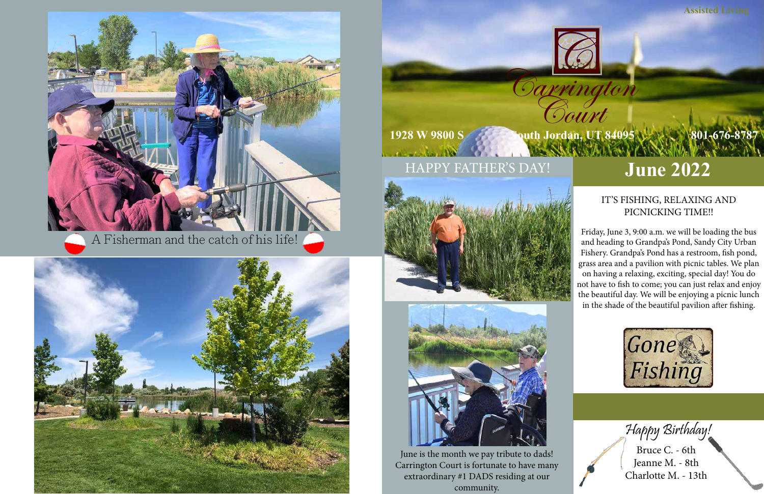A Fisherman and the catch of his life!

Assisted Living

Carrington Court

1928 W 9800 S South Jordan, UT 84095 801-676-8787

## HAPPY FATHER'S DAY!

June is the month we pay tribute to dads! Carrington Court is fortunate to have many extraordinary #1 DADS residing at our community.

# June 2022

### IT'S FISHING, RELAXING AND PICNICKING TIME!!

Friday, June 3, 9:00 a.m. we will be loading the bus and heading to Grandpa's Pond, Sandy City Urban Fishery. Grandpa's Pond has a restroom, fish pond, grass area and a pavilion with picnic tables. We plan on having a relaxing, exciting, special day! You do not have to fish to come; you can just relax and enjoy the beautiful day. We will be enjoying a picnic lunch in the shade of the beautiful pavilion after fishing.

Gone Fishing

## Happy Birthday!

Bruce C. - 6th
Jeanne M. - 8th
Charlotte M. - 13th